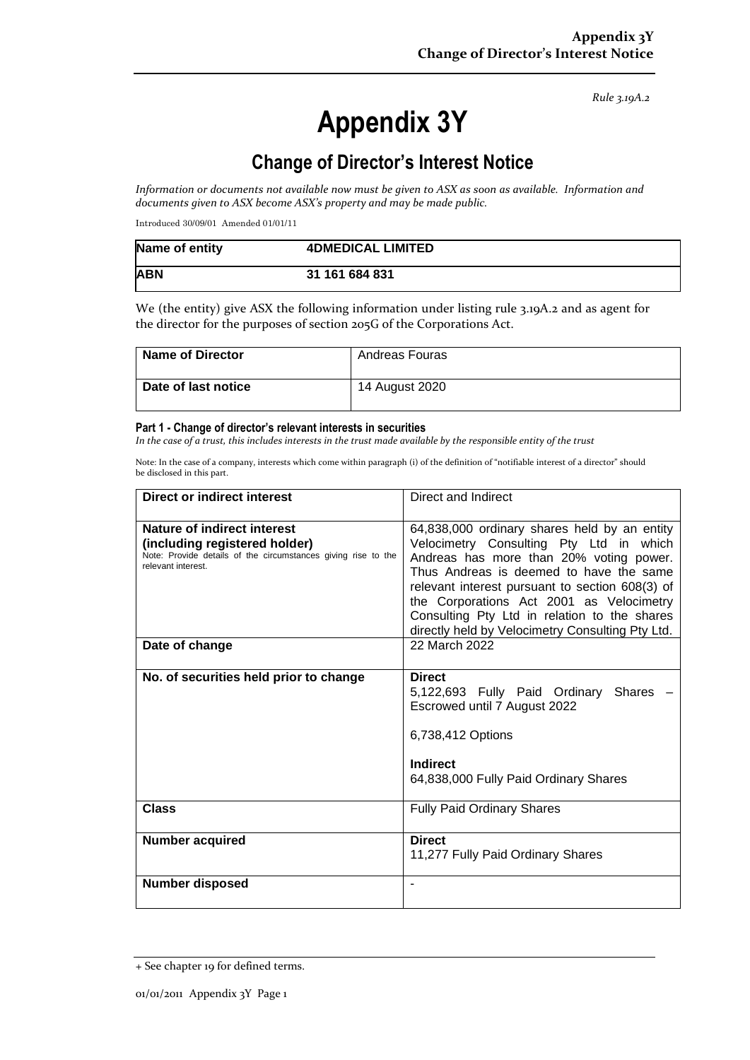*Rule 3.19A.2*

# Appendix 3Y

## Change of Director's Interest Notice

*Information or documents not available now must be given to ASX as soon as available. Information and documents given to ASX become ASX's property and may be made public.*

Introduced 30/09/01 Amended 01/01/11

| Name of entity | 4DMEDICAL LIMITED |
|---|---|
| ABN | 31 161 684 831 |

We (the entity) give ASX the following information under listing rule 3.19A.2 and as agent for the director for the purposes of section 205G of the Corporations Act.

| Name of Director | Andreas Fouras |
|---|---|
| Date of last notice | 14 August 2020 |

#### Part 1 - Change of director's relevant interests in securities

*In the case of a trust, this includes interests in the trust made available by the responsible entity of the trust*

Note: In the case of a company, interests which come within paragraph (i) of the definition of "notifiable interest of a director" should be disclosed in this part.

| Direct or indirect interest | Direct and Indirect |
|---|---|
| **Nature of indirect interest (including registered holder)**<br>Note: Provide details of the circumstances giving rise to the relevant interest. | 64,838,000 ordinary shares held by an entity Velocimetry Consulting Pty Ltd in which Andreas has more than 20% voting power. Thus Andreas is deemed to have the same relevant interest pursuant to section 608(3) of the Corporations Act 2001 as Velocimetry Consulting Pty Ltd in relation to the shares directly held by Velocimetry Consulting Pty Ltd. |
| **Date of change** | 22 March 2022 |
| **No. of securities held prior to change** | **Direct**<br>5,122,693 Fully Paid Ordinary Shares – Escrowed until 7 August 2022<br><br>6,738,412 Options<br><br>**Indirect**<br>64,838,000 Fully Paid Ordinary Shares |
| **Class** | Fully Paid Ordinary Shares |
| **Number acquired** | **Direct**<br>11,277 Fully Paid Ordinary Shares |
| **Number disposed** | - |

+ See chapter 19 for defined terms.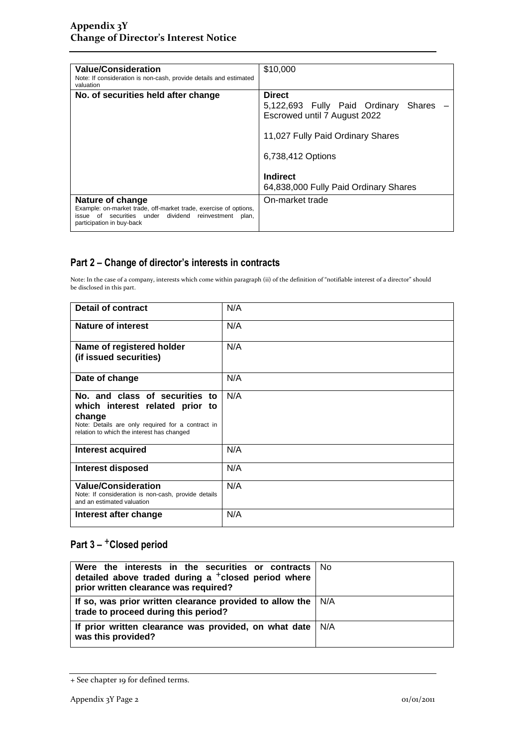| | |
|---|---|
| **Value/Consideration**<br>Note: If consideration is non-cash, provide details and estimated valuation | $10,000 |
| **No. of securities held after change** | **Direct**<br>5,122,693 Fully Paid Ordinary Shares – Escrowed until 7 August 2022<br><br>11,027 Fully Paid Ordinary Shares<br><br>6,738,412 Options<br><br>**Indirect**<br>64,838,000 Fully Paid Ordinary Shares |
| **Nature of change**<br>Example: on-market trade, off-market trade, exercise of options, issue of securities under dividend reinvestment plan, participation in buy-back | On-market trade |

## Part 2 – Change of director's interests in contracts

Note: In the case of a company, interests which come within paragraph (ii) of the definition of "notifiable interest of a director" should be disclosed in this part.

| | |
|---|---|
| **Detail of contract** | N/A |
| **Nature of interest** | N/A |
| **Name of registered holder (if issued securities)** | N/A |
| **Date of change** | N/A |
| **No. and class of securities to which interest related prior to change**<br>Note: Details are only required for a contract in relation to which the interest has changed | N/A |
| **Interest acquired** | N/A |
| **Interest disposed** | N/A |
| **Value/Consideration**<br>Note: If consideration is non-cash, provide details and an estimated valuation | N/A |
| **Interest after change** | N/A |

## Part 3 – +Closed period

| | |
|---|---|
| **Were the interests in the securities or contracts detailed above traded during a +closed period where prior written clearance was required?** | No |
| **If so, was prior written clearance provided to allow the trade to proceed during this period?** | N/A |
| **If prior written clearance was provided, on what date was this provided?** | N/A |

+ See chapter 19 for defined terms.